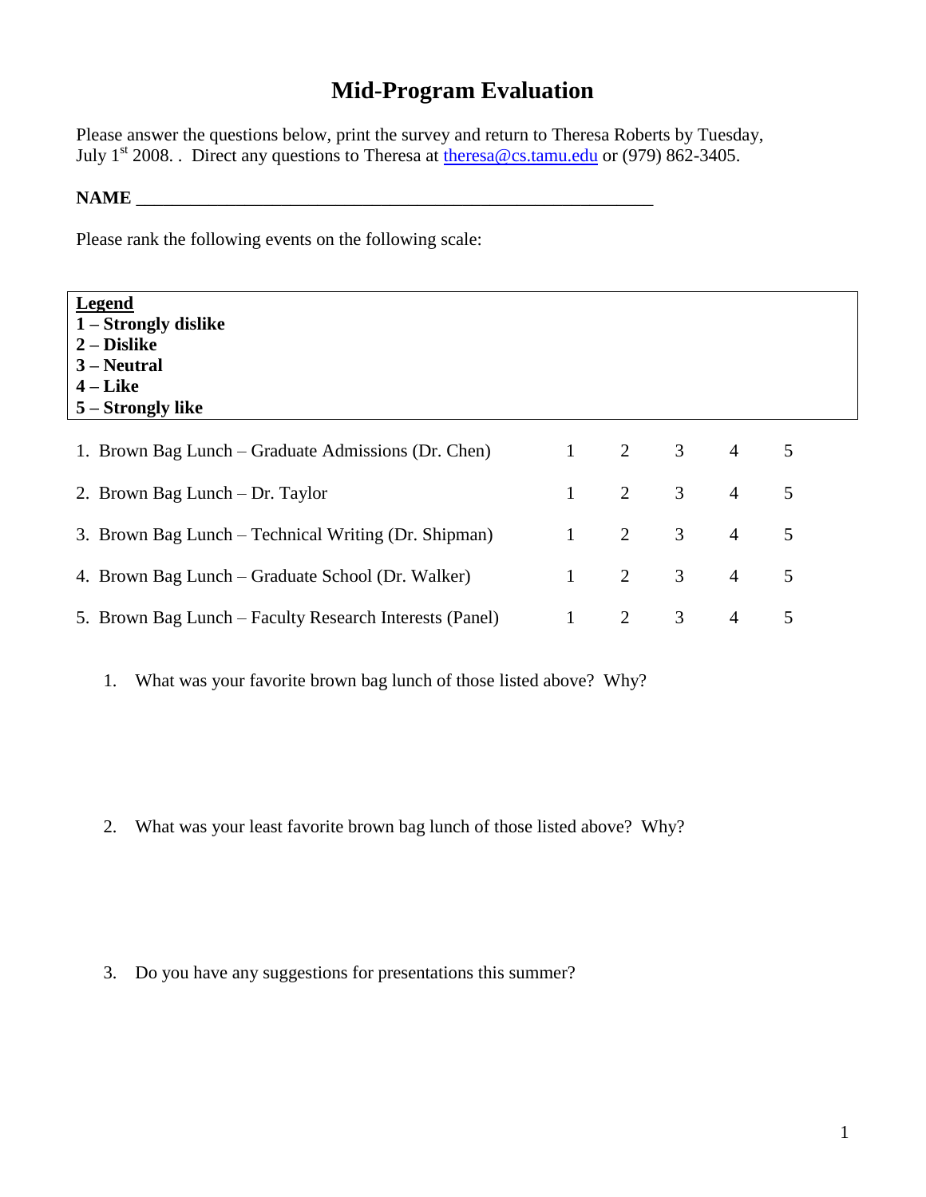# Mid-Program Evaluation

Please answer the questions below, print the survey and return to Theresa Roberts by Tuesday, July 1st 2008. . Direct any questions to Theresa at theresa@cs.tamu.edu or (979) 862-3405.

**NAME** ________________________________________________________

Please rank the following events on the following scale:

**Legend**
**1 – Strongly dislike**
**2 – Dislike**
**3 – Neutral**
**4 – Like**
**5 – Strongly like**

| | | | | | |
|---|---|---|---|---|---|
| 1. Brown Bag Lunch – Graduate Admissions (Dr. Chen) | 1 | 2 | 3 | 4 | 5 |
| 2. Brown Bag Lunch – Dr. Taylor | 1 | 2 | 3 | 4 | 5 |
| 3. Brown Bag Lunch – Technical Writing (Dr. Shipman) | 1 | 2 | 3 | 4 | 5 |
| 4. Brown Bag Lunch – Graduate School (Dr. Walker) | 1 | 2 | 3 | 4 | 5 |
| 5. Brown Bag Lunch – Faculty Research Interests (Panel) | 1 | 2 | 3 | 4 | 5 |

1. What was your favorite brown bag lunch of those listed above? Why?

2. What was your least favorite brown bag lunch of those listed above? Why?

3. Do you have any suggestions for presentations this summer?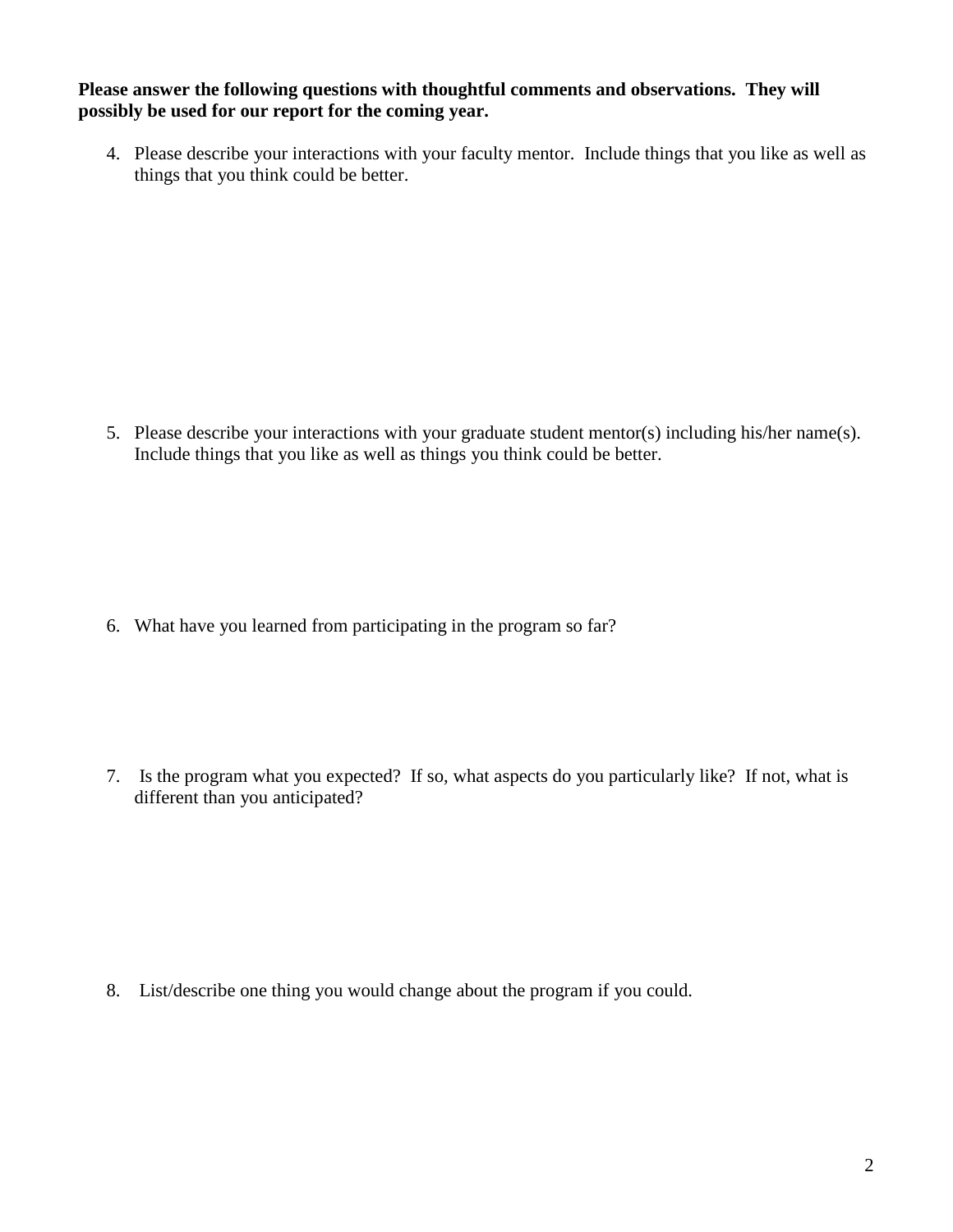**Please answer the following questions with thoughtful comments and observations. They will possibly be used for our report for the coming year.**

4. Please describe your interactions with your faculty mentor. Include things that you like as well as things that you think could be better.

5. Please describe your interactions with your graduate student mentor(s) including his/her name(s). Include things that you like as well as things you think could be better.

6. What have you learned from participating in the program so far?

7. Is the program what you expected? If so, what aspects do you particularly like? If not, what is different than you anticipated?

8. List/describe one thing you would change about the program if you could.